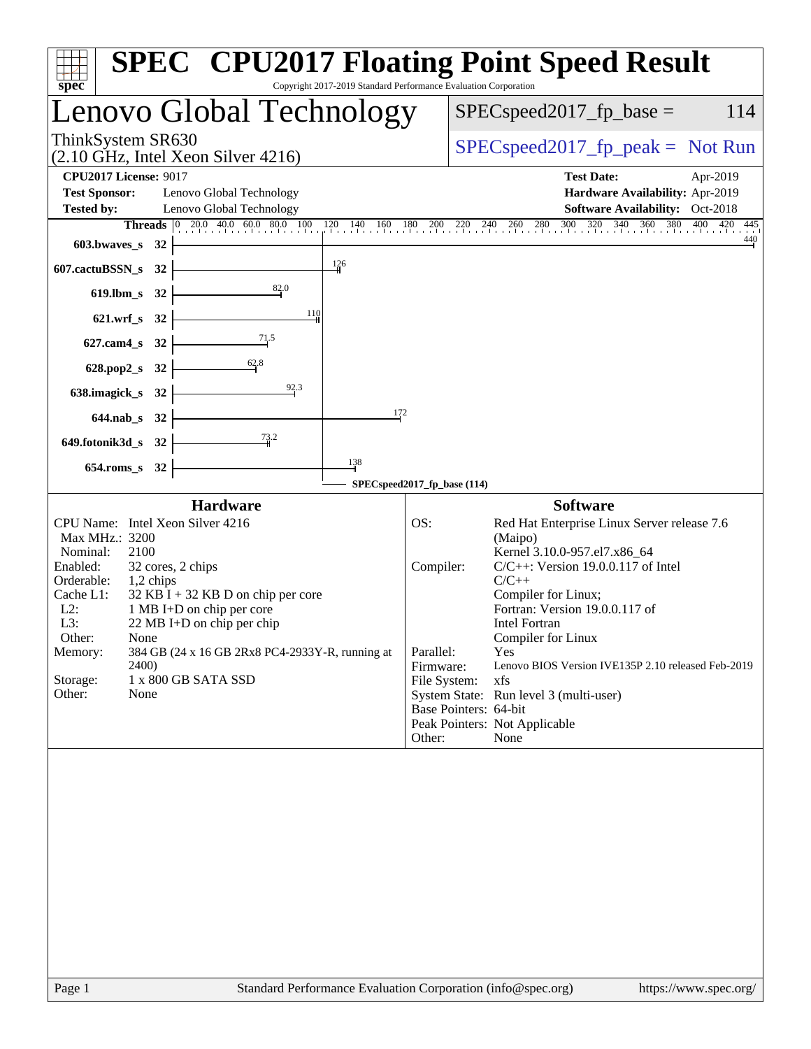# SPEC CPU2017 Floating Point Speed Result

Copyright 2017-2019 Standard Performance Evaluation Corporation

## Lenovo Global Technology

ThinkSystem SR630
(2.10 GHz, Intel Xeon Silver 4216)

SPECspeed2017_fp_base = 114

SPECspeed2017_fp_peak = Not Run

**CPU2017 License:** 9017
**Test Sponsor:** Lenovo Global Technology
**Tested by:** Lenovo Global Technology

**Test Date:** Apr-2019
**Hardware Availability:** Apr-2019
**Software Availability:** Oct-2018

| Benchmark | Threads | Base Ratio |
|---|---|---|
| 603.bwaves_s | 32 | 440 |
| 607.cactuBSSN_s | 32 | 126 |
| 619.lbm_s | 32 | 82.0 |
| 621.wrf_s | 32 | 110 |
| 627.cam4_s | 32 | 71.5 |
| 628.pop2_s | 32 | 62.8 |
| 638.imagick_s | 32 | 92.3 |
| 644.nab_s | 32 | 172 |
| 649.fotonik3d_s | 32 | 73.2 |
| 654.roms_s | 32 | 138 |

SPECspeed2017_fp_base (114)

### Hardware

| | |
|---|---|
| CPU Name: | Intel Xeon Silver 4216 |
| Max MHz.: | 3200 |
| Nominal: | 2100 |
| Enabled: | 32 cores, 2 chips |
| Orderable: | 1,2 chips |
| Cache L1: | 32 KB I + 32 KB D on chip per core |
| L2: | 1 MB I+D on chip per core |
| L3: | 22 MB I+D on chip per chip |
| Other: | None |
| Memory: | 384 GB (24 x 16 GB 2Rx8 PC4-2933Y-R, running at 2400) |
| Storage: | 1 x 800 GB SATA SSD |
| Other: | None |

### Software

| | |
|---|---|
| OS: | Red Hat Enterprise Linux Server release 7.6 (Maipo) Kernel 3.10.0-957.el7.x86_64 |
| Compiler: | C/C++: Version 19.0.0.117 of Intel C/C++ Compiler for Linux; Fortran: Version 19.0.0.117 of Intel Fortran Compiler for Linux |
| Parallel: | Yes |
| Firmware: | Lenovo BIOS Version IVE135P 2.10 released Feb-2019 |
| File System: | xfs |
| System State: | Run level 3 (multi-user) |
| Base Pointers: | 64-bit |
| Peak Pointers: | Not Applicable |
| Other: | None |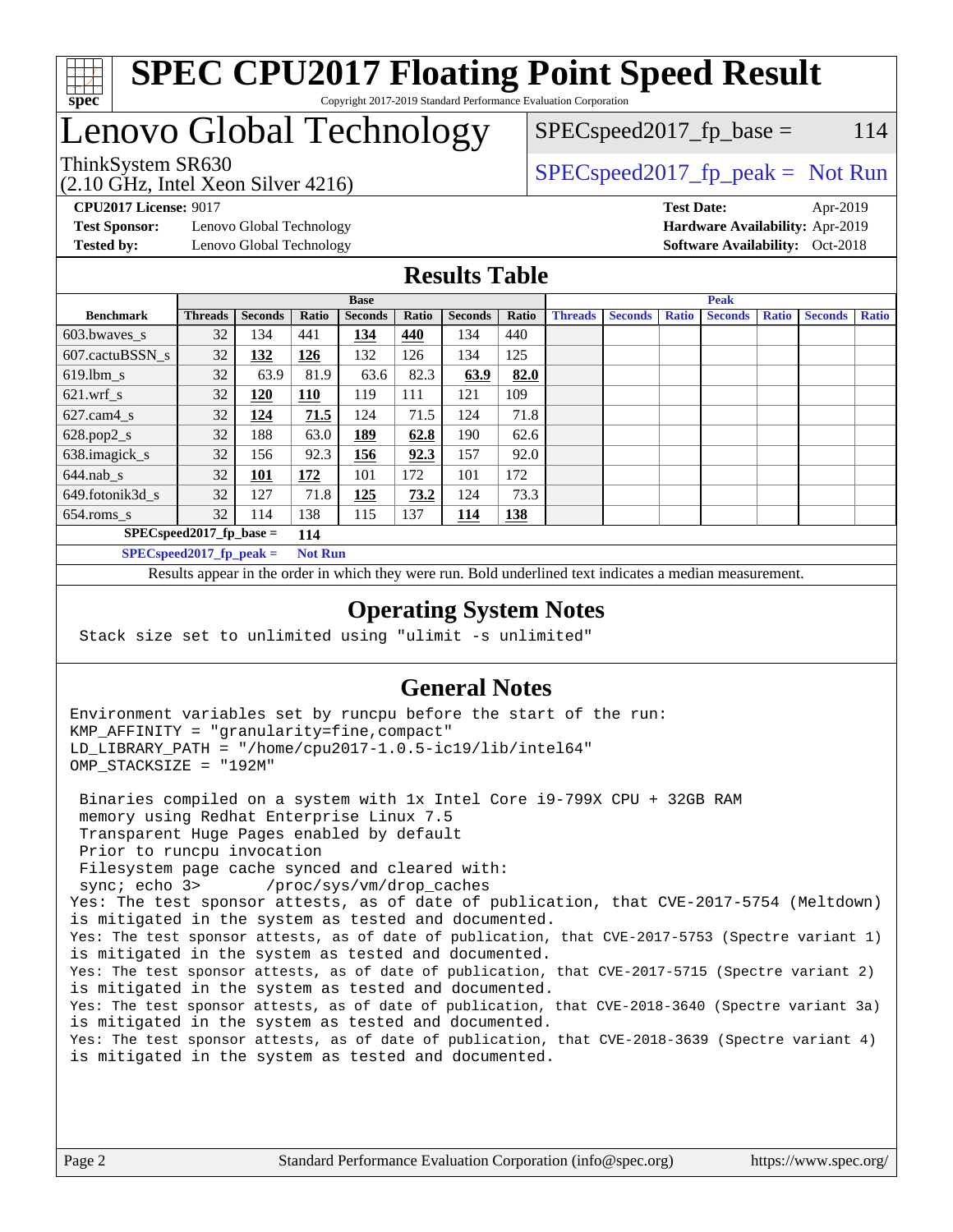# SPEC CPU2017 Floating Point Speed Result

Copyright 2017-2019 Standard Performance Evaluation Corporation

## Lenovo Global Technology

ThinkSystem SR630
(2.10 GHz, Intel Xeon Silver 4216)

SPECspeed2017_fp_base = 114

SPECspeed2017_fp_peak = Not Run

**CPU2017 License:** 9017
**Test Sponsor:** Lenovo Global Technology
**Tested by:** Lenovo Global Technology

**Test Date:** Apr-2019
**Hardware Availability:** Apr-2019
**Software Availability:** Oct-2018

## Results Table

| Benchmark | Base | | | | | | | Peak | | | | | | |
|---|---|---|---|---|---|---|---|---|---|---|---|---|---|---|
| | Threads | Seconds | Ratio | Seconds | Ratio | Seconds | Ratio | Threads | Seconds | Ratio | Seconds | Ratio | Seconds | Ratio |
| 603.bwaves_s | 32 | 134 | 441 | **134** | **440** | 134 | 440 | | | | | | | |
| 607.cactuBSSN_s | 32 | **132** | **126** | 132 | 126 | 134 | 125 | | | | | | | |
| 619.lbm_s | 32 | 63.9 | 81.9 | 63.6 | 82.3 | **63.9** | **82.0** | | | | | | | |
| 621.wrf_s | 32 | **120** | **110** | 119 | 111 | 121 | 109 | | | | | | | |
| 627.cam4_s | 32 | **124** | **71.5** | 124 | 71.5 | 124 | 71.8 | | | | | | | |
| 628.pop2_s | 32 | 188 | 63.0 | **189** | **62.8** | 190 | 62.6 | | | | | | | |
| 638.imagick_s | 32 | 156 | 92.3 | **156** | **92.3** | 157 | 92.0 | | | | | | | |
| 644.nab_s | 32 | **101** | **172** | 101 | 172 | 101 | 172 | | | | | | | |
| 649.fotonik3d_s | 32 | 127 | 71.8 | **125** | **73.2** | 124 | 73.3 | | | | | | | |
| 654.roms_s | 32 | 114 | 138 | 115 | 137 | **114** | **138** | | | | | | | |

SPECspeed2017_fp_base = **114**

SPECspeed2017_fp_peak = **Not Run**

Results appear in the order in which they were run. Bold underlined text indicates a median measurement.

## Operating System Notes

```
Stack size set to unlimited using "ulimit -s unlimited"
```

## General Notes

```
Environment variables set by runcpu before the start of the run:
KMP_AFFINITY = "granularity=fine,compact"
LD_LIBRARY_PATH = "/home/cpu2017-1.0.5-ic19/lib/intel64"
OMP_STACKSIZE = "192M"

 Binaries compiled on a system with 1x Intel Core i9-799X CPU + 32GB RAM
 memory using Redhat Enterprise Linux 7.5
 Transparent Huge Pages enabled by default
 Prior to runcpu invocation
 Filesystem page cache synced and cleared with:
 sync; echo 3>       /proc/sys/vm/drop_caches
Yes: The test sponsor attests, as of date of publication, that CVE-2017-5754 (Meltdown)
is mitigated in the system as tested and documented.
Yes: The test sponsor attests, as of date of publication, that CVE-2017-5753 (Spectre variant 1)
is mitigated in the system as tested and documented.
Yes: The test sponsor attests, as of date of publication, that CVE-2017-5715 (Spectre variant 2)
is mitigated in the system as tested and documented.
Yes: The test sponsor attests, as of date of publication, that CVE-2018-3640 (Spectre variant 3a)
is mitigated in the system as tested and documented.
Yes: The test sponsor attests, as of date of publication, that CVE-2018-3639 (Spectre variant 4)
is mitigated in the system as tested and documented.
```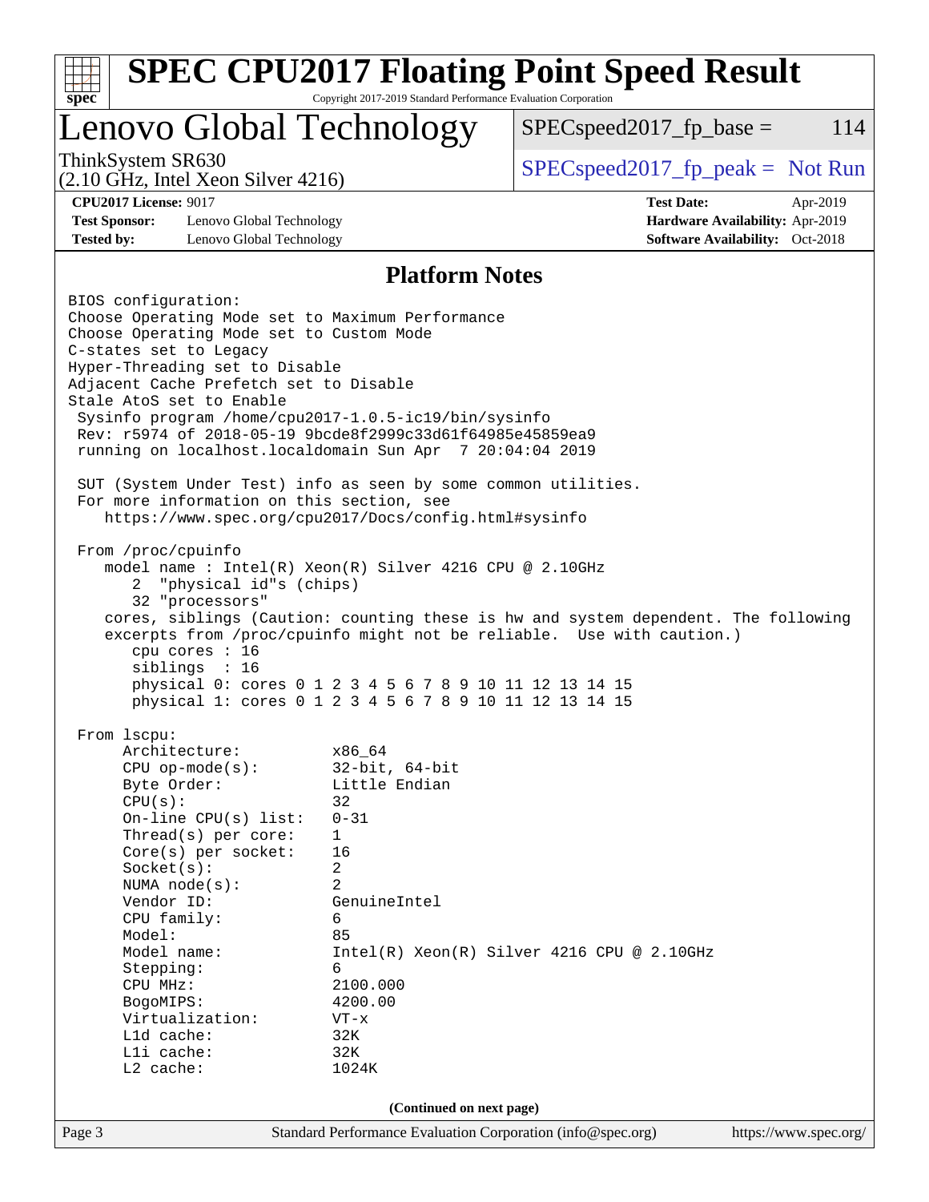## Platform Notes

```
BIOS configuration:
Choose Operating Mode set to Maximum Performance
Choose Operating Mode set to Custom Mode
C-states set to Legacy
Hyper-Threading set to Disable
Adjacent Cache Prefetch set to Disable
Stale AtoS set to Enable
 Sysinfo program /home/cpu2017-1.0.5-ic19/bin/sysinfo
 Rev: r5974 of 2018-05-19 9bcde8f2999c33d61f64985e45859ea9
 running on localhost.localdomain Sun Apr  7 20:04:04 2019

 SUT (System Under Test) info as seen by some common utilities.
 For more information on this section, see
    https://www.spec.org/cpu2017/Docs/config.html#sysinfo

 From /proc/cpuinfo
    model name : Intel(R) Xeon(R) Silver 4216 CPU @ 2.10GHz
       2  "physical id"s (chips)
       32 "processors"
    cores, siblings (Caution: counting these is hw and system dependent. The following
    excerpts from /proc/cpuinfo might not be reliable.  Use with caution.)
       cpu cores : 16
       siblings  : 16
       physical 0: cores 0 1 2 3 4 5 6 7 8 9 10 11 12 13 14 15
       physical 1: cores 0 1 2 3 4 5 6 7 8 9 10 11 12 13 14 15

 From lscpu:
      Architecture:          x86_64
      CPU op-mode(s):        32-bit, 64-bit
      Byte Order:            Little Endian
      CPU(s):                32
      On-line CPU(s) list:   0-31
      Thread(s) per core:    1
      Core(s) per socket:    16
      Socket(s):             2
      NUMA node(s):          2
      Vendor ID:             GenuineIntel
      CPU family:            6
      Model:                 85
      Model name:            Intel(R) Xeon(R) Silver 4216 CPU @ 2.10GHz
      Stepping:              6
      CPU MHz:               2100.000
      BogoMIPS:              4200.00
      Virtualization:        VT-x
      L1d cache:             32K
      L1i cache:             32K
      L2 cache:              1024K
```

(Continued on next page)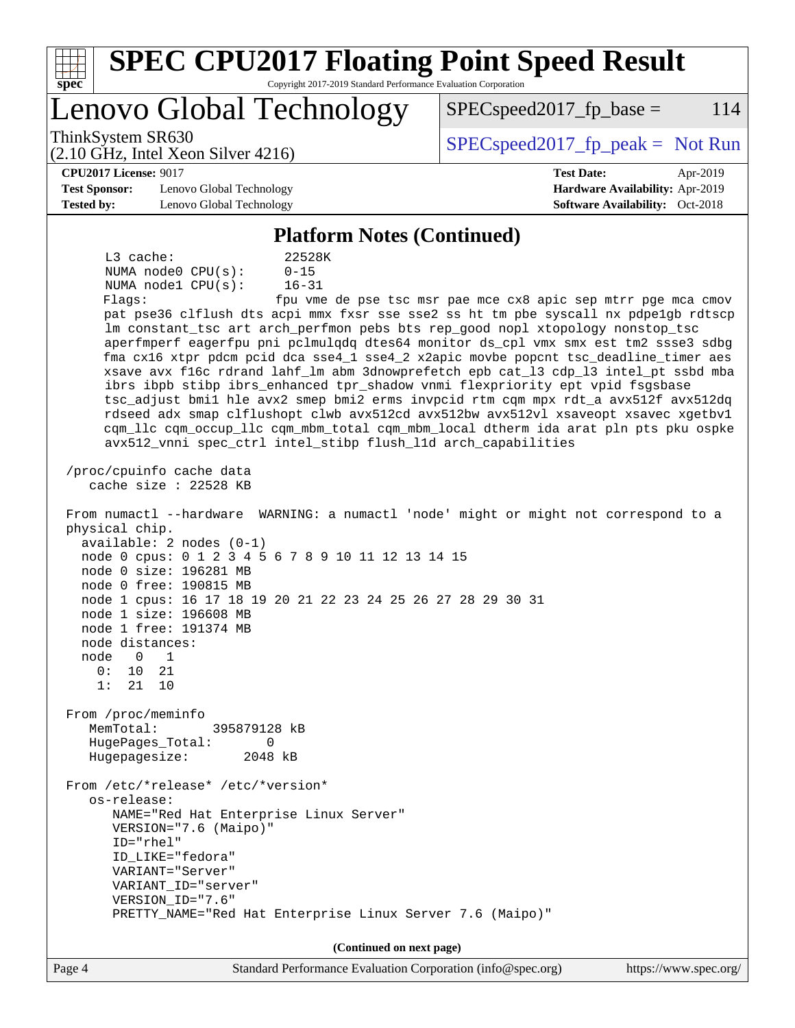## Platform Notes (Continued)

```
     L3 cache:              22528K
     NUMA node0 CPU(s):     0-15
     NUMA node1 CPU(s):     16-31
     Flags:                 fpu vme de pse tsc msr pae mce cx8 apic sep mtrr pge mca cmov
     pat pse36 clflush dts acpi mmx fxsr sse sse2 ss ht tm pbe syscall nx pdpe1gb rdtscp
     lm constant_tsc art arch_perfmon pebs bts rep_good nopl xtopology nonstop_tsc
     aperfmperf eagerfpu pni pclmulqdq dtes64 monitor ds_cpl vmx smx est tm2 ssse3 sdbg
     fma cx16 xtpr pdcm pcid dca sse4_1 sse4_2 x2apic movbe popcnt tsc_deadline_timer aes
     xsave avx f16c rdrand lahf_lm abm 3dnowprefetch epb cat_l3 cdp_l3 intel_pt ssbd mba
     ibrs ibpb stibp ibrs_enhanced tpr_shadow vnmi flexpriority ept vpid fsgsbase
     tsc_adjust bmi1 hle avx2 smep bmi2 erms invpcid rtm cqm mpx rdt_a avx512f avx512dq
     rdseed adx smap clflushopt clwb avx512cd avx512bw avx512vl xsaveopt xsavec xgetbv1
     cqm_llc cqm_occup_llc cqm_mbm_total cqm_mbm_local dtherm ida arat pln pts pku ospke
     avx512_vnni spec_ctrl intel_stibp flush_l1d arch_capabilities

 /proc/cpuinfo cache data
    cache size : 22528 KB

 From numactl --hardware  WARNING: a numactl 'node' might or might not correspond to a
 physical chip.
   available: 2 nodes (0-1)
   node 0 cpus: 0 1 2 3 4 5 6 7 8 9 10 11 12 13 14 15
   node 0 size: 196281 MB
   node 0 free: 190815 MB
   node 1 cpus: 16 17 18 19 20 21 22 23 24 25 26 27 28 29 30 31
   node 1 size: 196608 MB
   node 1 free: 191374 MB
   node distances:
   node   0   1
     0:  10  21
     1:  21  10

 From /proc/meminfo
    MemTotal:       395879128 kB
    HugePages_Total:       0
    Hugepagesize:       2048 kB

 From /etc/*release* /etc/*version*
    os-release:
       NAME="Red Hat Enterprise Linux Server"
       VERSION="7.6 (Maipo)"
       ID="rhel"
       ID_LIKE="fedora"
       VARIANT="Server"
       VARIANT_ID="server"
       VERSION_ID="7.6"
       PRETTY_NAME="Red Hat Enterprise Linux Server 7.6 (Maipo)"
```

**(Continued on next page)**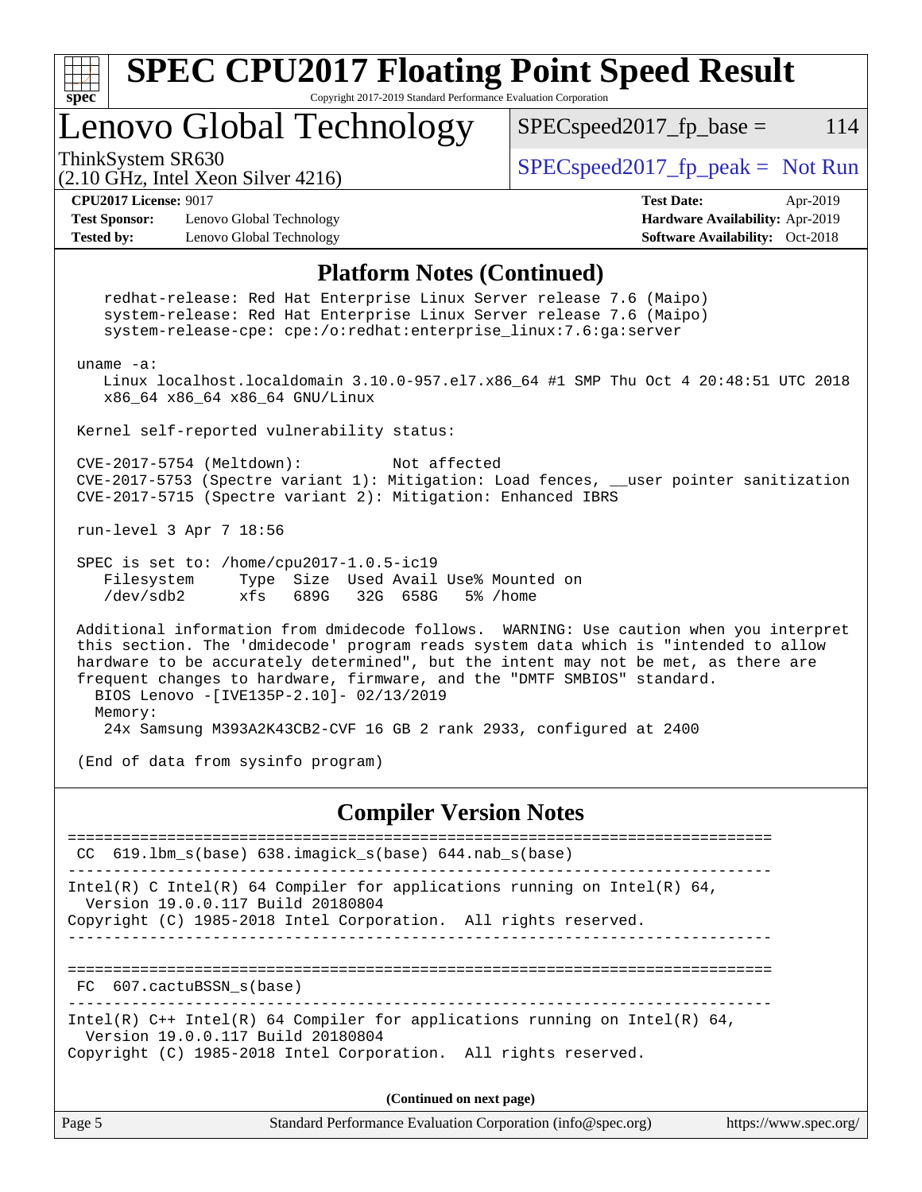# SPEC CPU2017 Floating Point Speed Result

Copyright 2017-2019 Standard Performance Evaluation Corporation

## Lenovo Global Technology

ThinkSystem SR630
(2.10 GHz, Intel Xeon Silver 4216)

SPECspeed2017_fp_base = 114

SPECspeed2017_fp_peak = Not Run

**CPU2017 License:** 9017
**Test Sponsor:** Lenovo Global Technology
**Tested by:** Lenovo Global Technology

**Test Date:** Apr-2019
**Hardware Availability:** Apr-2019
**Software Availability:** Oct-2018

### Platform Notes (Continued)

```
    redhat-release: Red Hat Enterprise Linux Server release 7.6 (Maipo)
    system-release: Red Hat Enterprise Linux Server release 7.6 (Maipo)
    system-release-cpe: cpe:/o:redhat:enterprise_linux:7.6:ga:server

 uname -a:
    Linux localhost.localdomain 3.10.0-957.el7.x86_64 #1 SMP Thu Oct 4 20:48:51 UTC 2018
    x86_64 x86_64 x86_64 GNU/Linux

 Kernel self-reported vulnerability status:

 CVE-2017-5754 (Meltdown):          Not affected
 CVE-2017-5753 (Spectre variant 1): Mitigation: Load fences, __user pointer sanitization
 CVE-2017-5715 (Spectre variant 2): Mitigation: Enhanced IBRS

 run-level 3 Apr 7 18:56

 SPEC is set to: /home/cpu2017-1.0.5-ic19
    Filesystem     Type  Size  Used Avail Use% Mounted on
    /dev/sdb2      xfs   689G   32G  658G   5% /home

 Additional information from dmidecode follows.  WARNING: Use caution when you interpret
 this section. The 'dmidecode' program reads system data which is "intended to allow
 hardware to be accurately determined", but the intent may not be met, as there are
 frequent changes to hardware, firmware, and the "DMTF SMBIOS" standard.
   BIOS Lenovo -[IVE135P-2.10]- 02/13/2019
   Memory:
     24x Samsung M393A2K43CB2-CVF 16 GB 2 rank 2933, configured at 2400

 (End of data from sysinfo program)
```

### Compiler Version Notes

```
==============================================================================
 CC  619.lbm_s(base) 638.imagick_s(base) 644.nab_s(base)
------------------------------------------------------------------------------
Intel(R) C Intel(R) 64 Compiler for applications running on Intel(R) 64,
  Version 19.0.0.117 Build 20180804
Copyright (C) 1985-2018 Intel Corporation.  All rights reserved.
------------------------------------------------------------------------------

==============================================================================
 FC  607.cactuBSSN_s(base)
------------------------------------------------------------------------------
Intel(R) C++ Intel(R) 64 Compiler for applications running on Intel(R) 64,
  Version 19.0.0.117 Build 20180804
Copyright (C) 1985-2018 Intel Corporation.  All rights reserved.
```

**(Continued on next page)**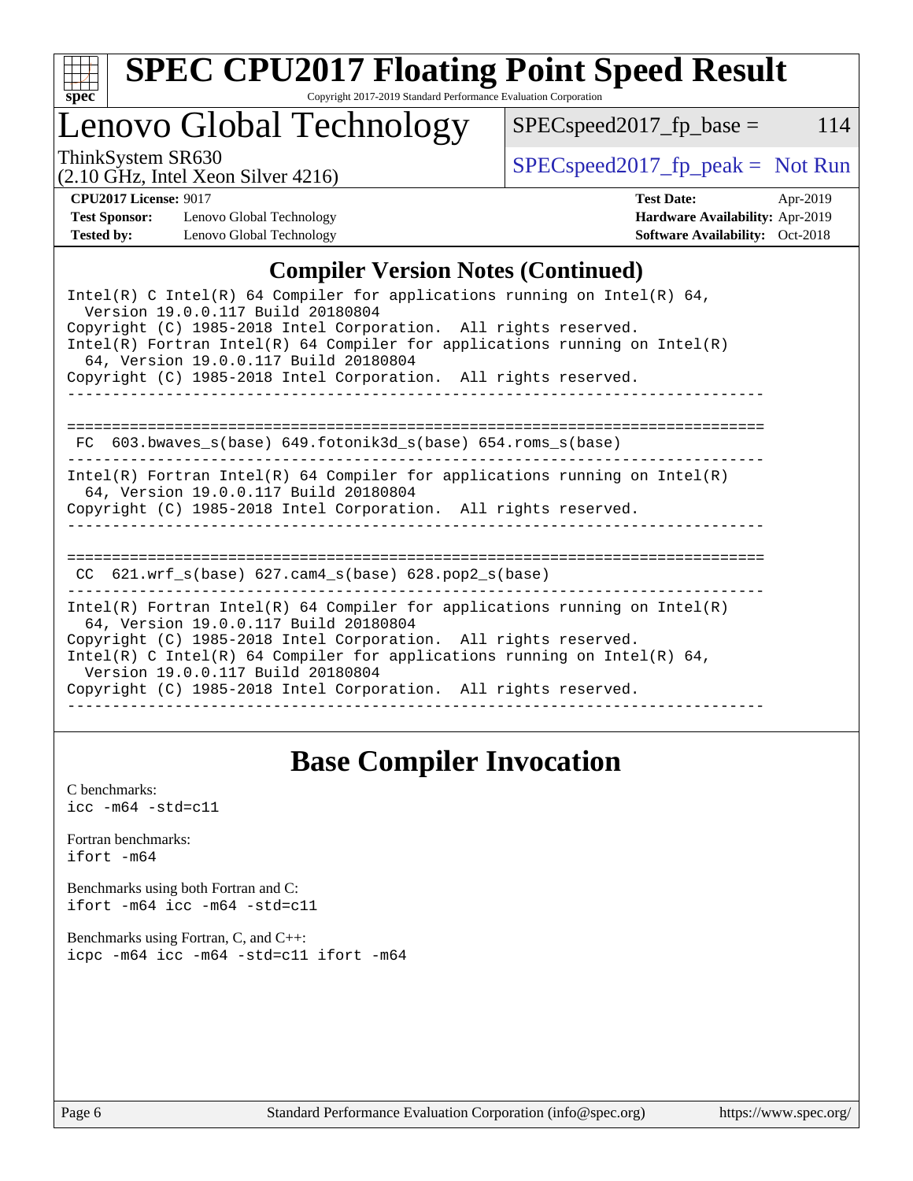## Compiler Version Notes (Continued)

```
Intel(R) C Intel(R) 64 Compiler for applications running on Intel(R) 64,
  Version 19.0.0.117 Build 20180804
Copyright (C) 1985-2018 Intel Corporation.  All rights reserved.
Intel(R) Fortran Intel(R) 64 Compiler for applications running on Intel(R)
  64, Version 19.0.0.117 Build 20180804
Copyright (C) 1985-2018 Intel Corporation.  All rights reserved.
------------------------------------------------------------------------------

==============================================================================
 FC  603.bwaves_s(base) 649.fotonik3d_s(base) 654.roms_s(base)
------------------------------------------------------------------------------
Intel(R) Fortran Intel(R) 64 Compiler for applications running on Intel(R)
  64, Version 19.0.0.117 Build 20180804
Copyright (C) 1985-2018 Intel Corporation.  All rights reserved.
------------------------------------------------------------------------------

==============================================================================
 CC  621.wrf_s(base) 627.cam4_s(base) 628.pop2_s(base)
------------------------------------------------------------------------------
Intel(R) Fortran Intel(R) 64 Compiler for applications running on Intel(R)
  64, Version 19.0.0.117 Build 20180804
Copyright (C) 1985-2018 Intel Corporation.  All rights reserved.
Intel(R) C Intel(R) 64 Compiler for applications running on Intel(R) 64,
  Version 19.0.0.117 Build 20180804
Copyright (C) 1985-2018 Intel Corporation.  All rights reserved.
------------------------------------------------------------------------------
```

## Base Compiler Invocation

C benchmarks:
```
icc -m64 -std=c11
```

Fortran benchmarks:
```
ifort -m64
```

Benchmarks using both Fortran and C:
```
ifort -m64 icc -m64 -std=c11
```

Benchmarks using Fortran, C, and C++:
```
icpc -m64 icc -m64 -std=c11 ifort -m64
```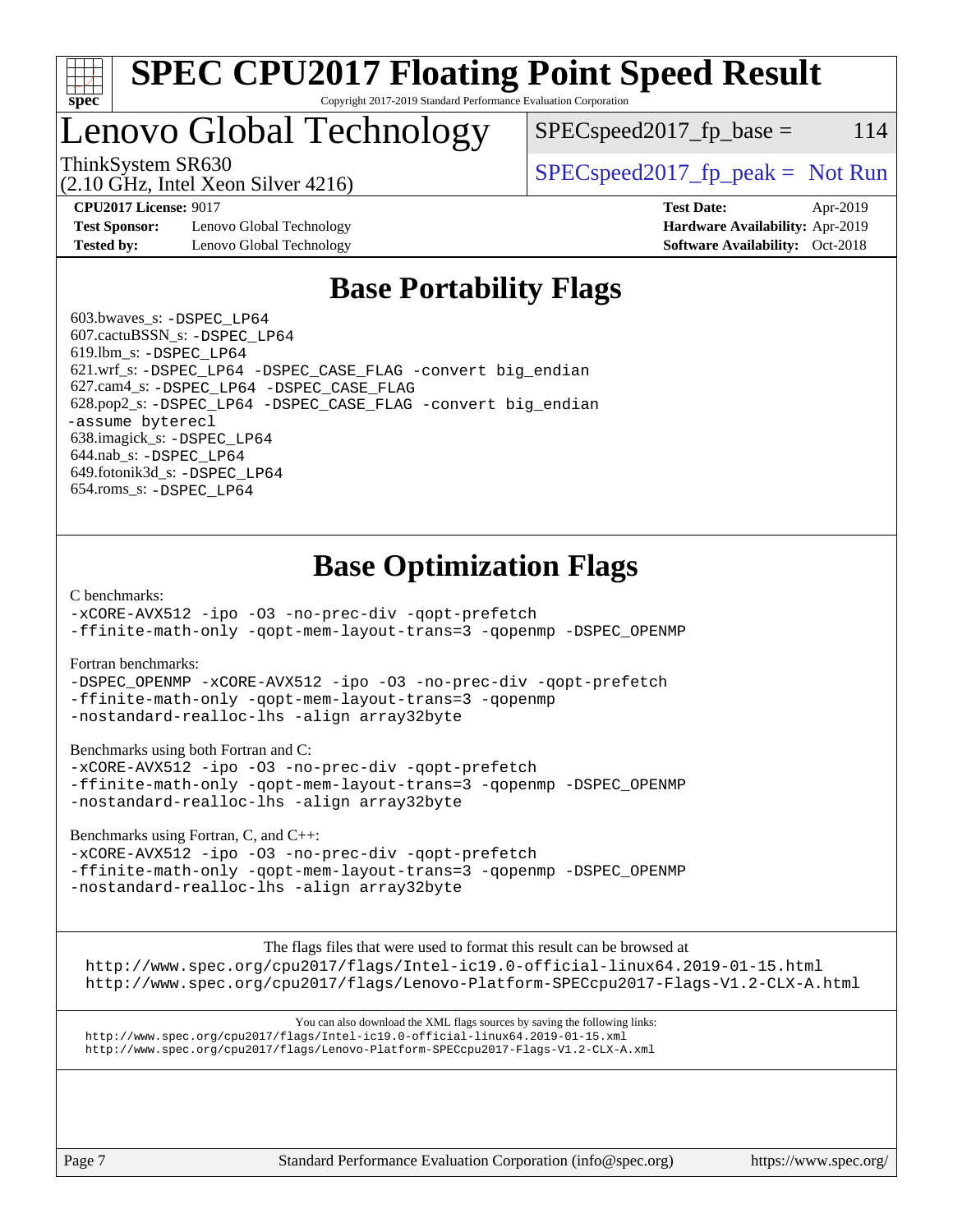# SPEC CPU2017 Floating Point Speed Result

Copyright 2017-2019 Standard Performance Evaluation Corporation

# Lenovo Global Technology

ThinkSystem SR630
(2.10 GHz, Intel Xeon Silver 4216)

SPECspeed2017_fp_base = 114

SPECspeed2017_fp_peak = Not Run

**CPU2017 License:** 9017
**Test Sponsor:** Lenovo Global Technology
**Tested by:** Lenovo Global Technology

**Test Date:** Apr-2019
**Hardware Availability:** Apr-2019
**Software Availability:** Oct-2018

## Base Portability Flags

603.bwaves_s: `-DSPEC_LP64`
607.cactuBSSN_s: `-DSPEC_LP64`
619.lbm_s: `-DSPEC_LP64`
621.wrf_s: `-DSPEC_LP64 -DSPEC_CASE_FLAG -convert big_endian`
627.cam4_s: `-DSPEC_LP64 -DSPEC_CASE_FLAG`
628.pop2_s: `-DSPEC_LP64 -DSPEC_CASE_FLAG -convert big_endian -assume byterecl`
638.imagick_s: `-DSPEC_LP64`
644.nab_s: `-DSPEC_LP64`
649.fotonik3d_s: `-DSPEC_LP64`
654.roms_s: `-DSPEC_LP64`

## Base Optimization Flags

C benchmarks:
```
-xCORE-AVX512 -ipo -O3 -no-prec-div -qopt-prefetch
-ffinite-math-only -qopt-mem-layout-trans=3 -qopenmp -DSPEC_OPENMP
```

Fortran benchmarks:
```
-DSPEC_OPENMP -xCORE-AVX512 -ipo -O3 -no-prec-div -qopt-prefetch
-ffinite-math-only -qopt-mem-layout-trans=3 -qopenmp
-nostandard-realloc-lhs -align array32byte
```

Benchmarks using both Fortran and C:
```
-xCORE-AVX512 -ipo -O3 -no-prec-div -qopt-prefetch
-ffinite-math-only -qopt-mem-layout-trans=3 -qopenmp -DSPEC_OPENMP
-nostandard-realloc-lhs -align array32byte
```

Benchmarks using Fortran, C, and C++:
```
-xCORE-AVX512 -ipo -O3 -no-prec-div -qopt-prefetch
-ffinite-math-only -qopt-mem-layout-trans=3 -qopenmp -DSPEC_OPENMP
-nostandard-realloc-lhs -align array32byte
```

The flags files that were used to format this result can be browsed at
http://www.spec.org/cpu2017/flags/Intel-ic19.0-official-linux64.2019-01-15.html
http://www.spec.org/cpu2017/flags/Lenovo-Platform-SPECcpu2017-Flags-V1.2-CLX-A.html

You can also download the XML flags sources by saving the following links:
http://www.spec.org/cpu2017/flags/Intel-ic19.0-official-linux64.2019-01-15.xml
http://www.spec.org/cpu2017/flags/Lenovo-Platform-SPECcpu2017-Flags-V1.2-CLX-A.xml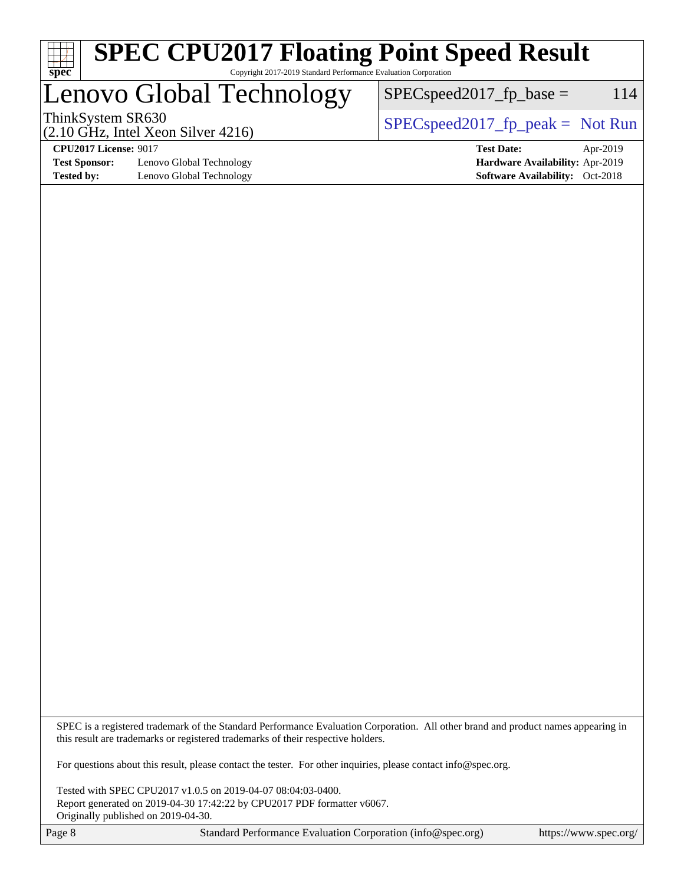SPEC is a registered trademark of the Standard Performance Evaluation Corporation. All other brand and product names appearing in this result are trademarks or registered trademarks of their respective holders.

For questions about this result, please contact the tester. For other inquiries, please contact info@spec.org.

Tested with SPEC CPU2017 v1.0.5 on 2019-04-07 08:04:03-0400.
Report generated on 2019-04-30 17:42:22 by CPU2017 PDF formatter v6067.
Originally published on 2019-04-30.